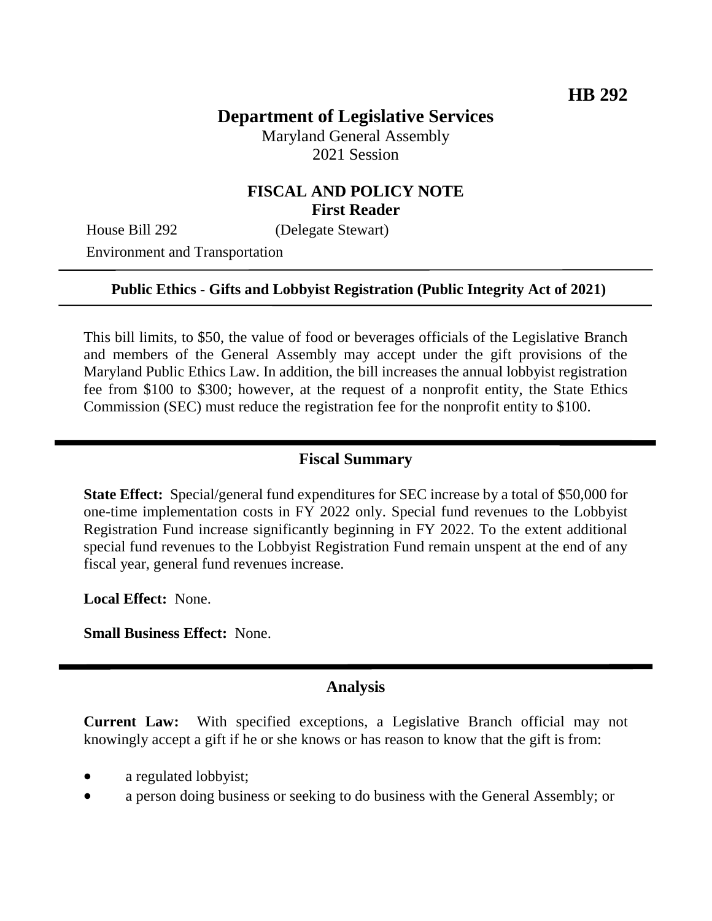**HB 292**

# Department of Legislative Services

Maryland General Assembly
2021 Session

## FISCAL AND POLICY NOTE
**First Reader**

House Bill 292 (Delegate Stewart)
Environment and Transportation

**Public Ethics - Gifts and Lobbyist Registration (Public Integrity Act of 2021)**

This bill limits, to $50, the value of food or beverages officials of the Legislative Branch and members of the General Assembly may accept under the gift provisions of the Maryland Public Ethics Law. In addition, the bill increases the annual lobbyist registration fee from $100 to $300; however, at the request of a nonprofit entity, the State Ethics Commission (SEC) must reduce the registration fee for the nonprofit entity to $100.

## Fiscal Summary

**State Effect:** Special/general fund expenditures for SEC increase by a total of $50,000 for one-time implementation costs in FY 2022 only. Special fund revenues to the Lobbyist Registration Fund increase significantly beginning in FY 2022. To the extent additional special fund revenues to the Lobbyist Registration Fund remain unspent at the end of any fiscal year, general fund revenues increase.

**Local Effect:** None.

**Small Business Effect:** None.

## Analysis

**Current Law:** With specified exceptions, a Legislative Branch official may not knowingly accept a gift if he or she knows or has reason to know that the gift is from:

- a regulated lobbyist;
- a person doing business or seeking to do business with the General Assembly; or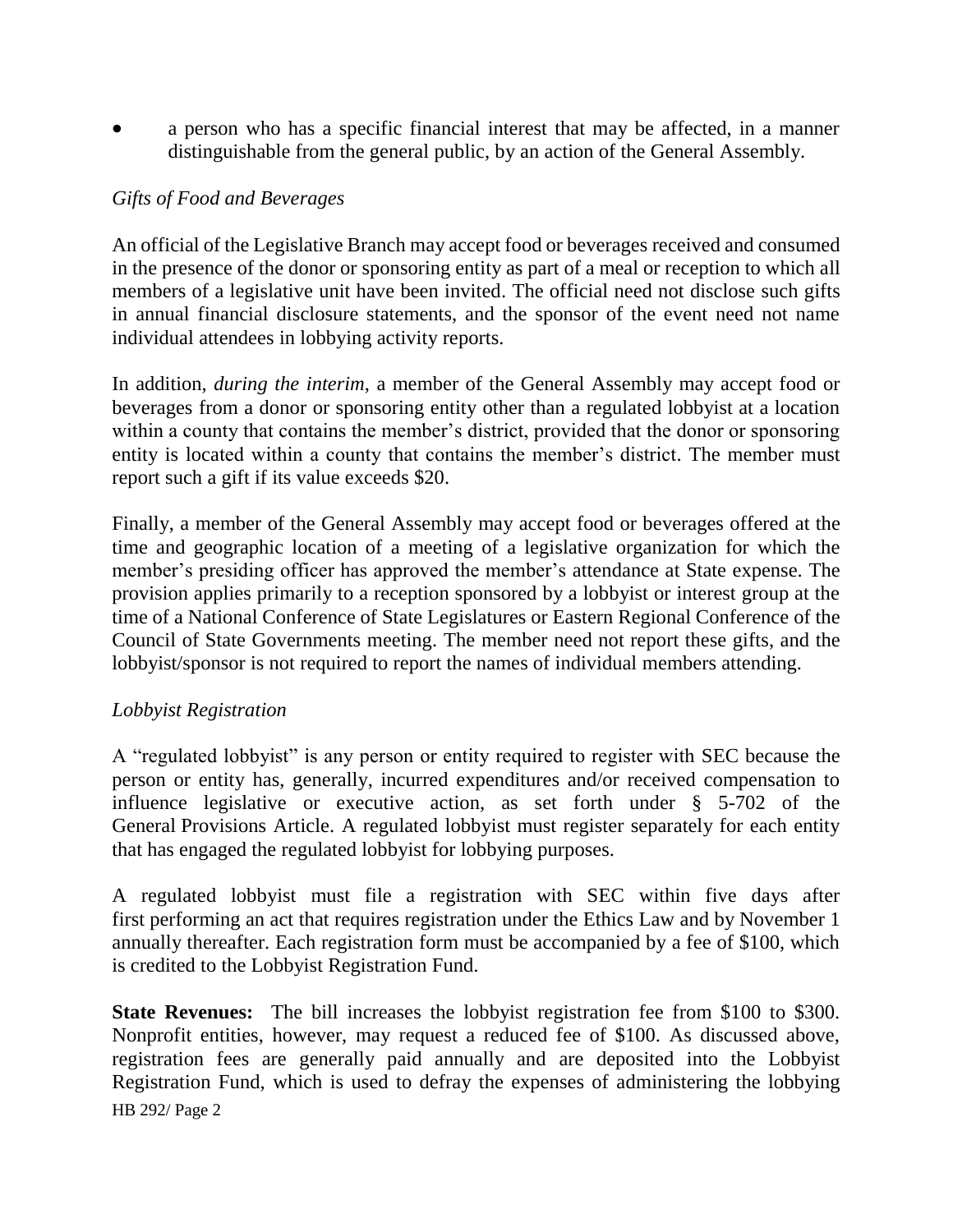- a person who has a specific financial interest that may be affected, in a manner distinguishable from the general public, by an action of the General Assembly.

*Gifts of Food and Beverages*

An official of the Legislative Branch may accept food or beverages received and consumed in the presence of the donor or sponsoring entity as part of a meal or reception to which all members of a legislative unit have been invited. The official need not disclose such gifts in annual financial disclosure statements, and the sponsor of the event need not name individual attendees in lobbying activity reports.

In addition, *during the interim*, a member of the General Assembly may accept food or beverages from a donor or sponsoring entity other than a regulated lobbyist at a location within a county that contains the member's district, provided that the donor or sponsoring entity is located within a county that contains the member's district. The member must report such a gift if its value exceeds $20.

Finally, a member of the General Assembly may accept food or beverages offered at the time and geographic location of a meeting of a legislative organization for which the member's presiding officer has approved the member's attendance at State expense. The provision applies primarily to a reception sponsored by a lobbyist or interest group at the time of a National Conference of State Legislatures or Eastern Regional Conference of the Council of State Governments meeting. The member need not report these gifts, and the lobbyist/sponsor is not required to report the names of individual members attending.

*Lobbyist Registration*

A "regulated lobbyist" is any person or entity required to register with SEC because the person or entity has, generally, incurred expenditures and/or received compensation to influence legislative or executive action, as set forth under § 5-702 of the General Provisions Article. A regulated lobbyist must register separately for each entity that has engaged the regulated lobbyist for lobbying purposes.

A regulated lobbyist must file a registration with SEC within five days after first performing an act that requires registration under the Ethics Law and by November 1 annually thereafter. Each registration form must be accompanied by a fee of $100, which is credited to the Lobbyist Registration Fund.

**State Revenues:** The bill increases the lobbyist registration fee from $100 to $300. Nonprofit entities, however, may request a reduced fee of $100. As discussed above, registration fees are generally paid annually and are deposited into the Lobbyist Registration Fund, which is used to defray the expenses of administering the lobbying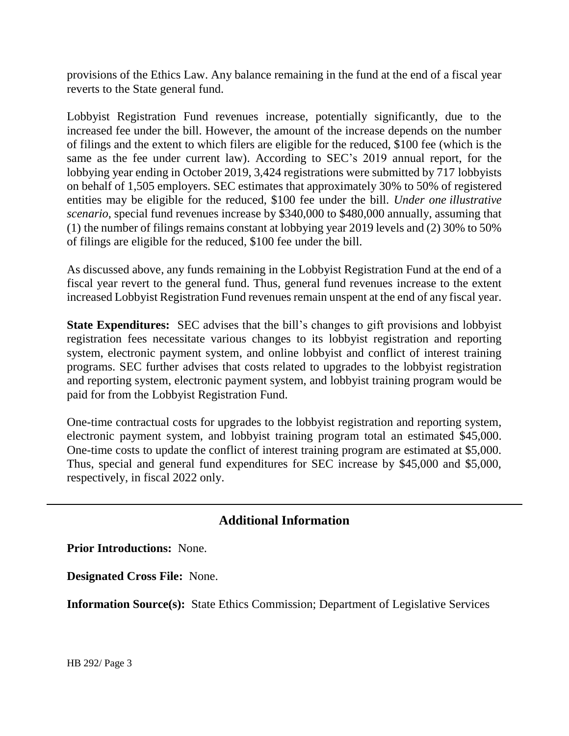provisions of the Ethics Law. Any balance remaining in the fund at the end of a fiscal year reverts to the State general fund.

Lobbyist Registration Fund revenues increase, potentially significantly, due to the increased fee under the bill. However, the amount of the increase depends on the number of filings and the extent to which filers are eligible for the reduced, $100 fee (which is the same as the fee under current law). According to SEC's 2019 annual report, for the lobbying year ending in October 2019, 3,424 registrations were submitted by 717 lobbyists on behalf of 1,505 employers. SEC estimates that approximately 30% to 50% of registered entities may be eligible for the reduced, $100 fee under the bill. *Under one illustrative scenario,* special fund revenues increase by $340,000 to $480,000 annually, assuming that (1) the number of filings remains constant at lobbying year 2019 levels and (2) 30% to 50% of filings are eligible for the reduced, $100 fee under the bill.

As discussed above, any funds remaining in the Lobbyist Registration Fund at the end of a fiscal year revert to the general fund. Thus, general fund revenues increase to the extent increased Lobbyist Registration Fund revenues remain unspent at the end of any fiscal year.

**State Expenditures:** SEC advises that the bill's changes to gift provisions and lobbyist registration fees necessitate various changes to its lobbyist registration and reporting system, electronic payment system, and online lobbyist and conflict of interest training programs. SEC further advises that costs related to upgrades to the lobbyist registration and reporting system, electronic payment system, and lobbyist training program would be paid for from the Lobbyist Registration Fund.

One-time contractual costs for upgrades to the lobbyist registration and reporting system, electronic payment system, and lobbyist training program total an estimated $45,000. One-time costs to update the conflict of interest training program are estimated at $5,000. Thus, special and general fund expenditures for SEC increase by $45,000 and $5,000, respectively, in fiscal 2022 only.

---

## Additional Information

**Prior Introductions:** None.

**Designated Cross File:** None.

**Information Source(s):** State Ethics Commission; Department of Legislative Services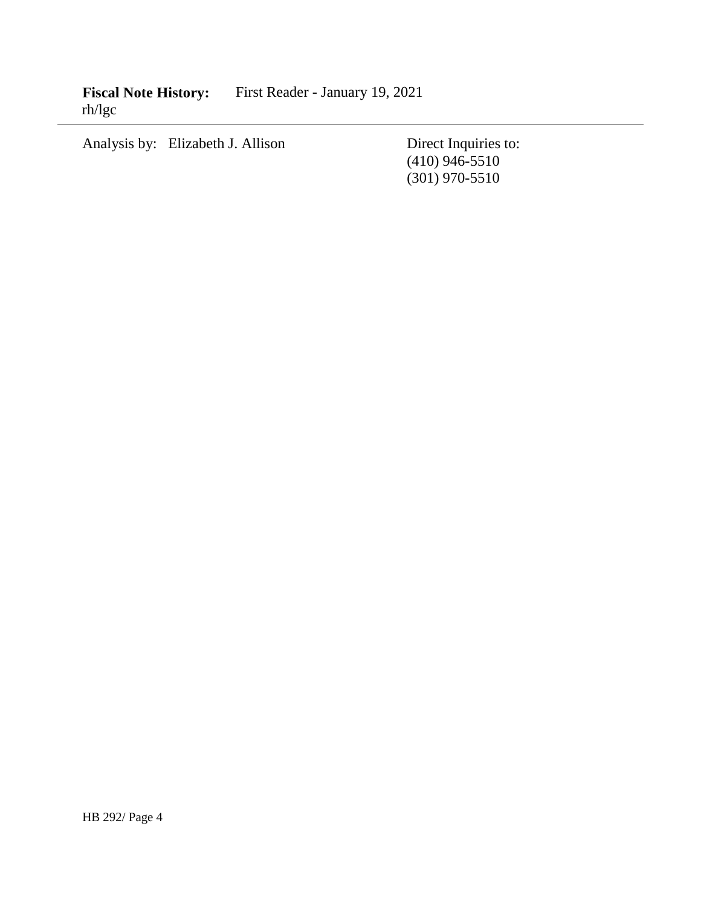**Fiscal Note History:** First Reader - January 19, 2021
rh/lgc

---

Analysis by: Elizabeth J. Allison

Direct Inquiries to:
(410) 946-5510
(301) 970-5510